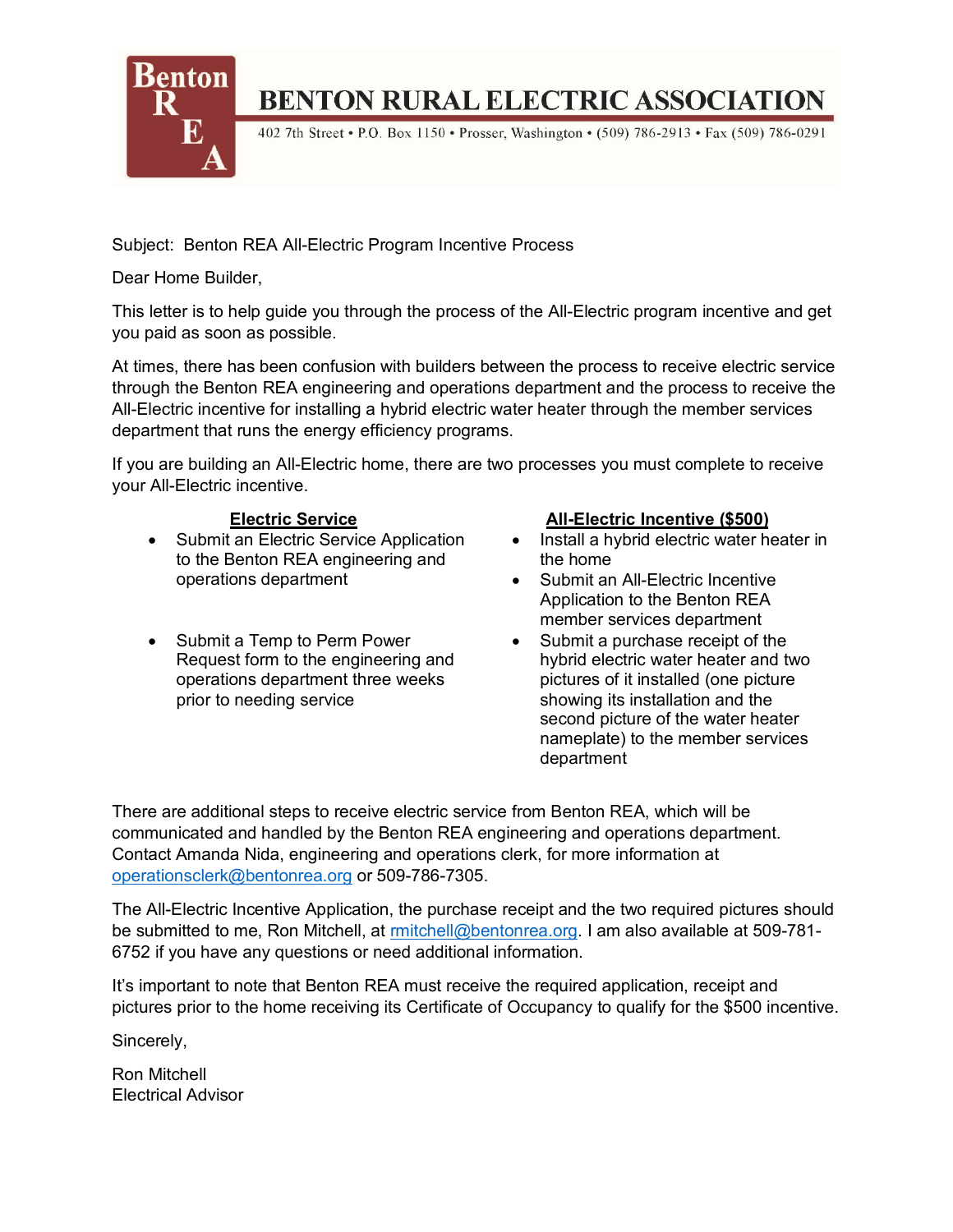# BENTON RURAL ELECTRIC ASSOCIATION

402 7th Street • P.O. Box 1150 • Prosser, Washington • (509) 786-2913 • Fax (509) 786-0291

Subject: Benton REA All-Electric Program Incentive Process

Dear Home Builder,

This letter is to help guide you through the process of the All-Electric program incentive and get you paid as soon as possible.

At times, there has been confusion with builders between the process to receive electric service through the Benton REA engineering and operations department and the process to receive the All-Electric incentive for installing a hybrid electric water heater through the member services department that runs the energy efficiency programs.

If you are building an All-Electric home, there are two processes you must complete to receive your All-Electric incentive.

**Electric Service**

- Submit an Electric Service Application to the Benton REA engineering and operations department
- Submit a Temp to Perm Power Request form to the engineering and operations department three weeks prior to needing service

**All-Electric Incentive ($500)**

- Install a hybrid electric water heater in the home
- Submit an All-Electric Incentive Application to the Benton REA member services department
- Submit a purchase receipt of the hybrid electric water heater and two pictures of it installed (one picture showing its installation and the second picture of the water heater nameplate) to the member services department

There are additional steps to receive electric service from Benton REA, which will be communicated and handled by the Benton REA engineering and operations department. Contact Amanda Nida, engineering and operations clerk, for more information at operationsclerk@bentonrea.org or 509-786-7305.

The All-Electric Incentive Application, the purchase receipt and the two required pictures should be submitted to me, Ron Mitchell, at rmitchell@bentonrea.org. I am also available at 509-781-6752 if you have any questions or need additional information.

It's important to note that Benton REA must receive the required application, receipt and pictures prior to the home receiving its Certificate of Occupancy to qualify for the $500 incentive.

Sincerely,

Ron Mitchell
Electrical Advisor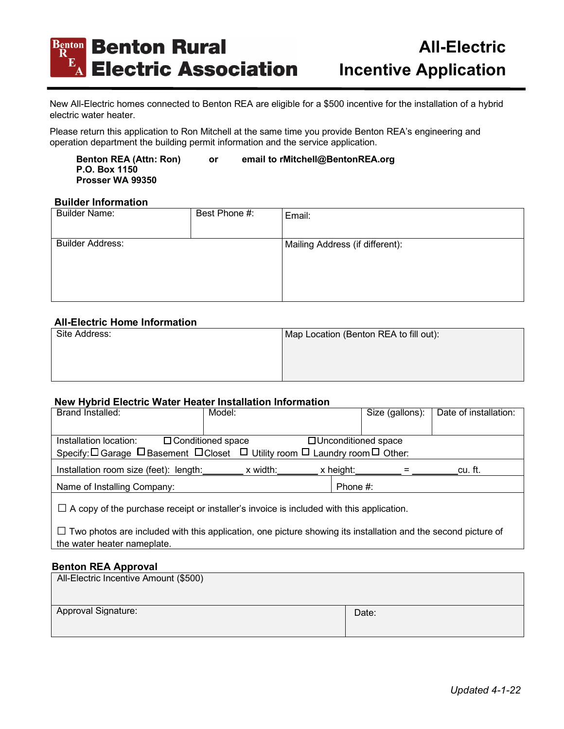# Benton Rural Electric Association

# All-Electric Incentive Application

New All-Electric homes connected to Benton REA are eligible for a $500 incentive for the installation of a hybrid electric water heater.

Please return this application to Ron Mitchell at the same time you provide Benton REA's engineering and operation department the building permit information and the service application.

**Benton REA (Attn: Ron)** **or** **email to rMitchell@BentonREA.org**
**P.O. Box 1150**
**Prosser WA 99350**

### Builder Information

| | | |
|---|---|---|
| Builder Name: | Best Phone #: | Email: |
| Builder Address: | | Mailing Address (if different): |

### All-Electric Home Information

| | |
|---|---|
| Site Address: | Map Location (Benton REA to fill out): |

### New Hybrid Electric Water Heater Installation Information

| | | | |
|---|---|---|---|
| Brand Installed: | Model: | Size (gallons): | Date of installation: |
| Installation location: ☐ Conditioned space ☐ Unconditioned space<br>Specify: ☐ Garage ☐ Basement ☐ Closet ☐ Utility room ☐ Laundry room ☐ Other: | | | |
| Installation room size (feet): length:________ x width:________ x height:_________ = _________cu. ft. | | | |
| Name of Installing Company: | | Phone #: | |
| ☐ A copy of the purchase receipt or installer's invoice is included with this application.<br><br>☐ Two photos are included with this application, one picture showing its installation and the second picture of the water heater nameplate. | | | |

### Benton REA Approval

| | |
|---|---|
| All-Electric Incentive Amount ($500) | |
| Approval Signature: | Date: |

*Updated 4-1-22*